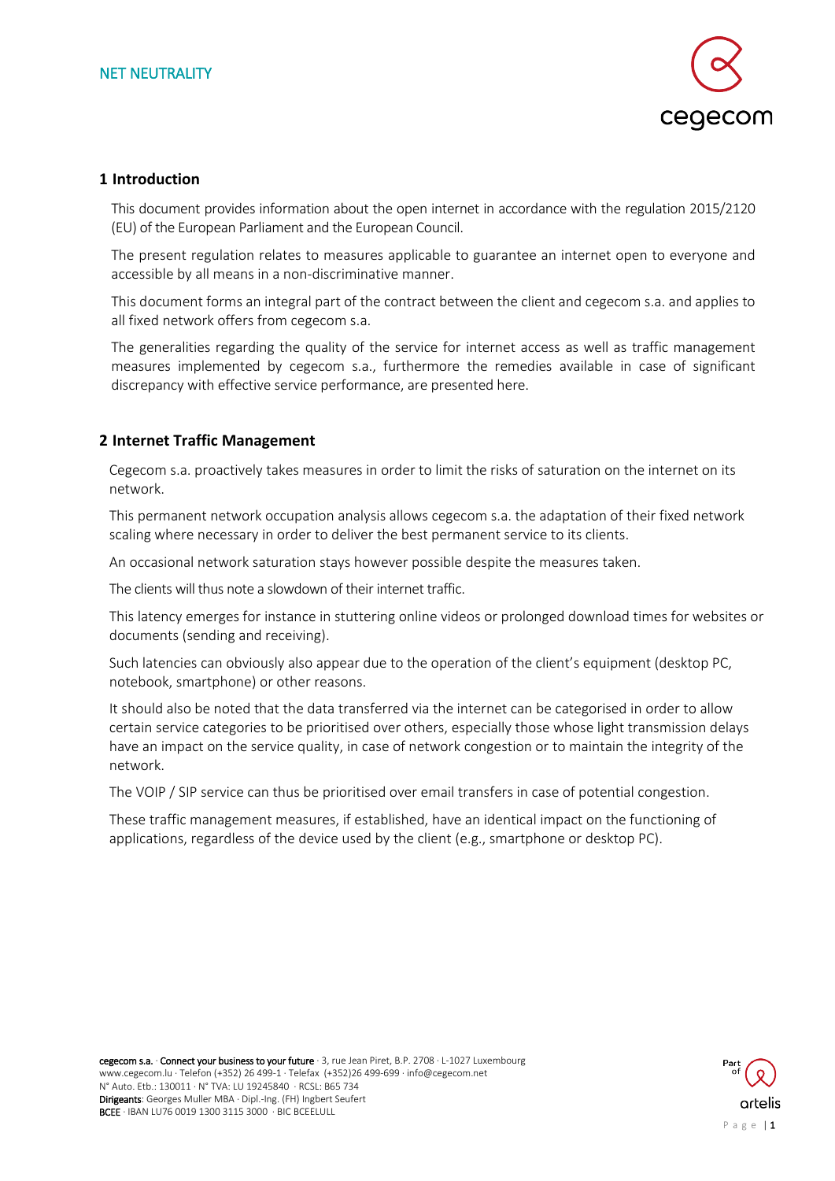NET NEUTRALITY

## 1 Introduction

This document provides information about the open internet in accordance with the regulation 2015/2120 (EU) of the European Parliament and the European Council.

The present regulation relates to measures applicable to guarantee an internet open to everyone and accessible by all means in a non-discriminative manner.

This document forms an integral part of the contract between the client and cegecom s.a. and applies to all fixed network offers from cegecom s.a.

The generalities regarding the quality of the service for internet access as well as traffic management measures implemented by cegecom s.a., furthermore the remedies available in case of significant discrepancy with effective service performance, are presented here.

## 2 Internet Traffic Management

Cegecom s.a. proactively takes measures in order to limit the risks of saturation on the internet on its network.

This permanent network occupation analysis allows cegecom s.a. the adaptation of their fixed network scaling where necessary in order to deliver the best permanent service to its clients.

An occasional network saturation stays however possible despite the measures taken.

The clients will thus note a slowdown of their internet traffic.

This latency emerges for instance in stuttering online videos or prolonged download times for websites or documents (sending and receiving).

Such latencies can obviously also appear due to the operation of the client's equipment (desktop PC, notebook, smartphone) or other reasons.

It should also be noted that the data transferred via the internet can be categorised in order to allow certain service categories to be prioritised over others, especially those whose light transmission delays have an impact on the service quality, in case of network congestion or to maintain the integrity of the network.

The VOIP / SIP service can thus be prioritised over email transfers in case of potential congestion.

These traffic management measures, if established, have an identical impact on the functioning of applications, regardless of the device used by the client (e.g., smartphone or desktop PC).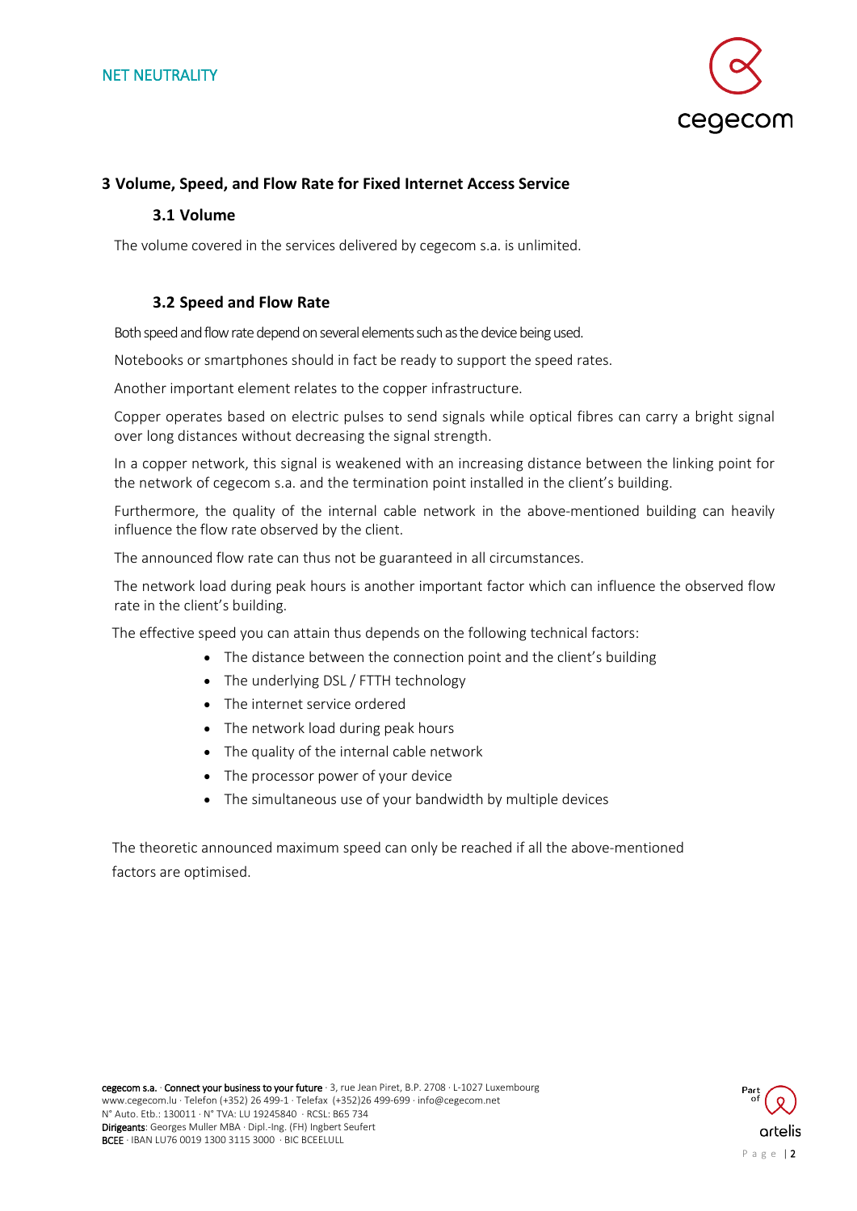## 3 Volume, Speed, and Flow Rate for Fixed Internet Access Service

### 3.1 Volume

The volume covered in the services delivered by cegecom s.a. is unlimited.

### 3.2 Speed and Flow Rate

Both speed and flow rate depend on several elements such as the device being used.

Notebooks or smartphones should in fact be ready to support the speed rates.

Another important element relates to the copper infrastructure.

Copper operates based on electric pulses to send signals while optical fibres can carry a bright signal over long distances without decreasing the signal strength.

In a copper network, this signal is weakened with an increasing distance between the linking point for the network of cegecom s.a. and the termination point installed in the client's building.

Furthermore, the quality of the internal cable network in the above-mentioned building can heavily influence the flow rate observed by the client.

The announced flow rate can thus not be guaranteed in all circumstances.

The network load during peak hours is another important factor which can influence the observed flow rate in the client's building.

The effective speed you can attain thus depends on the following technical factors:

- The distance between the connection point and the client's building
- The underlying DSL / FTTH technology
- The internet service ordered
- The network load during peak hours
- The quality of the internal cable network
- The processor power of your device
- The simultaneous use of your bandwidth by multiple devices

The theoretic announced maximum speed can only be reached if all the above-mentioned factors are optimised.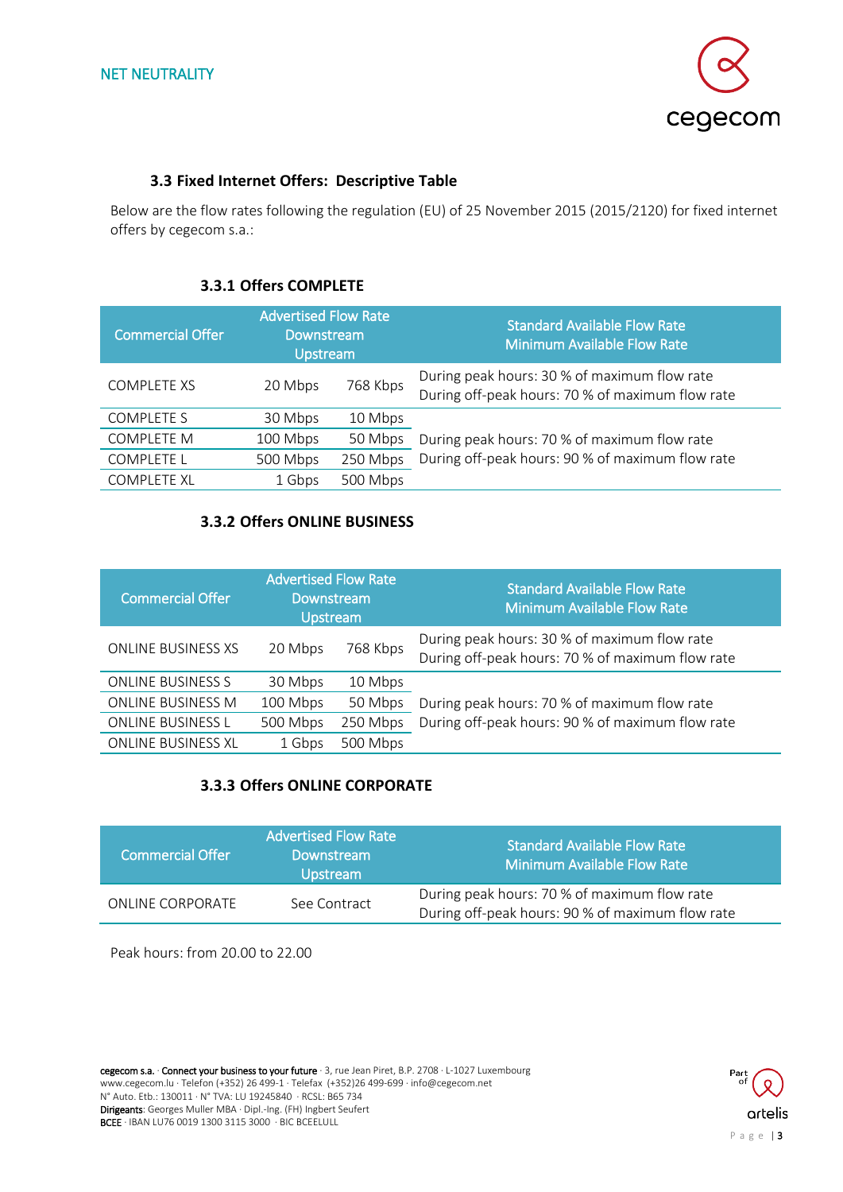### 3.3 Fixed Internet Offers: Descriptive Table

Below are the flow rates following the regulation (EU) of 25 November 2015 (2015/2120) for fixed internet offers by cegecom s.a.:

#### 3.3.1 Offers COMPLETE

| Commercial Offer | Advertised Flow Rate Downstream | Upstream | Standard Available Flow Rate Minimum Available Flow Rate |
|---|---|---|---|
| COMPLETE XS | 20 Mbps | 768 Kbps | During peak hours: 30 % of maximum flow rate<br>During off-peak hours: 70 % of maximum flow rate |
| COMPLETE S | 30 Mbps | 10 Mbps | During peak hours: 70 % of maximum flow rate<br>During off-peak hours: 90 % of maximum flow rate |
| COMPLETE M | 100 Mbps | 50 Mbps | |
| COMPLETE L | 500 Mbps | 250 Mbps | |
| COMPLETE XL | 1 Gbps | 500 Mbps | |

#### 3.3.2 Offers ONLINE BUSINESS

| Commercial Offer | Advertised Flow Rate Downstream | Upstream | Standard Available Flow Rate Minimum Available Flow Rate |
|---|---|---|---|
| ONLINE BUSINESS XS | 20 Mbps | 768 Kbps | During peak hours: 30 % of maximum flow rate<br>During off-peak hours: 70 % of maximum flow rate |
| ONLINE BUSINESS S | 30 Mbps | 10 Mbps | During peak hours: 70 % of maximum flow rate<br>During off-peak hours: 90 % of maximum flow rate |
| ONLINE BUSINESS M | 100 Mbps | 50 Mbps | |
| ONLINE BUSINESS L | 500 Mbps | 250 Mbps | |
| ONLINE BUSINESS XL | 1 Gbps | 500 Mbps | |

#### 3.3.3 Offers ONLINE CORPORATE

| Commercial Offer | Advertised Flow Rate Downstream Upstream | Standard Available Flow Rate Minimum Available Flow Rate |
|---|---|---|
| ONLINE CORPORATE | See Contract | During peak hours: 70 % of maximum flow rate<br>During off-peak hours: 90 % of maximum flow rate |

Peak hours: from 20.00 to 22.00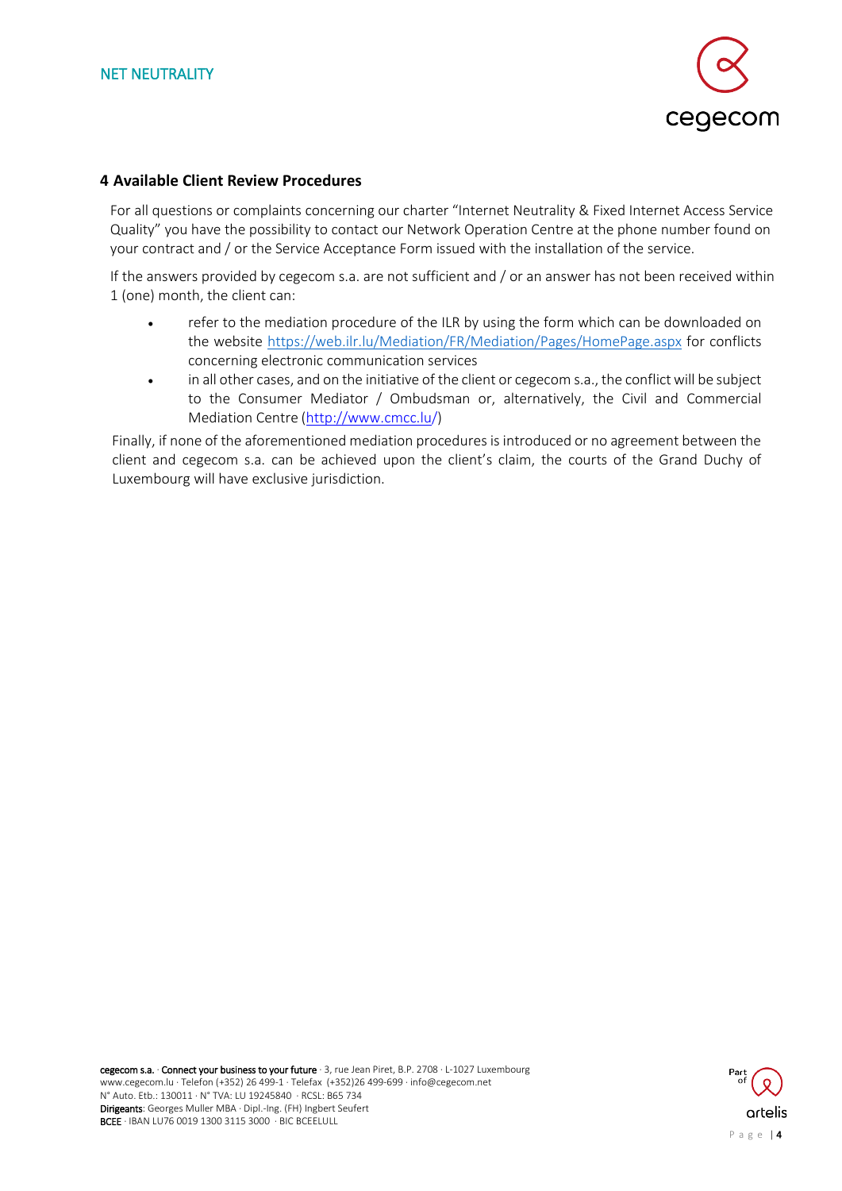## 4 Available Client Review Procedures

For all questions or complaints concerning our charter "Internet Neutrality & Fixed Internet Access Service Quality" you have the possibility to contact our Network Operation Centre at the phone number found on your contract and / or the Service Acceptance Form issued with the installation of the service.

If the answers provided by cegecom s.a. are not sufficient and / or an answer has not been received within 1 (one) month, the client can:

- refer to the mediation procedure of the ILR by using the form which can be downloaded on the website https://web.ilr.lu/Mediation/FR/Mediation/Pages/HomePage.aspx for conflicts concerning electronic communication services
- in all other cases, and on the initiative of the client or cegecom s.a., the conflict will be subject to the Consumer Mediator / Ombudsman or, alternatively, the Civil and Commercial Mediation Centre (http://www.cmcc.lu/)

Finally, if none of the aforementioned mediation procedures is introduced or no agreement between the client and cegecom s.a. can be achieved upon the client's claim, the courts of the Grand Duchy of Luxembourg will have exclusive jurisdiction.